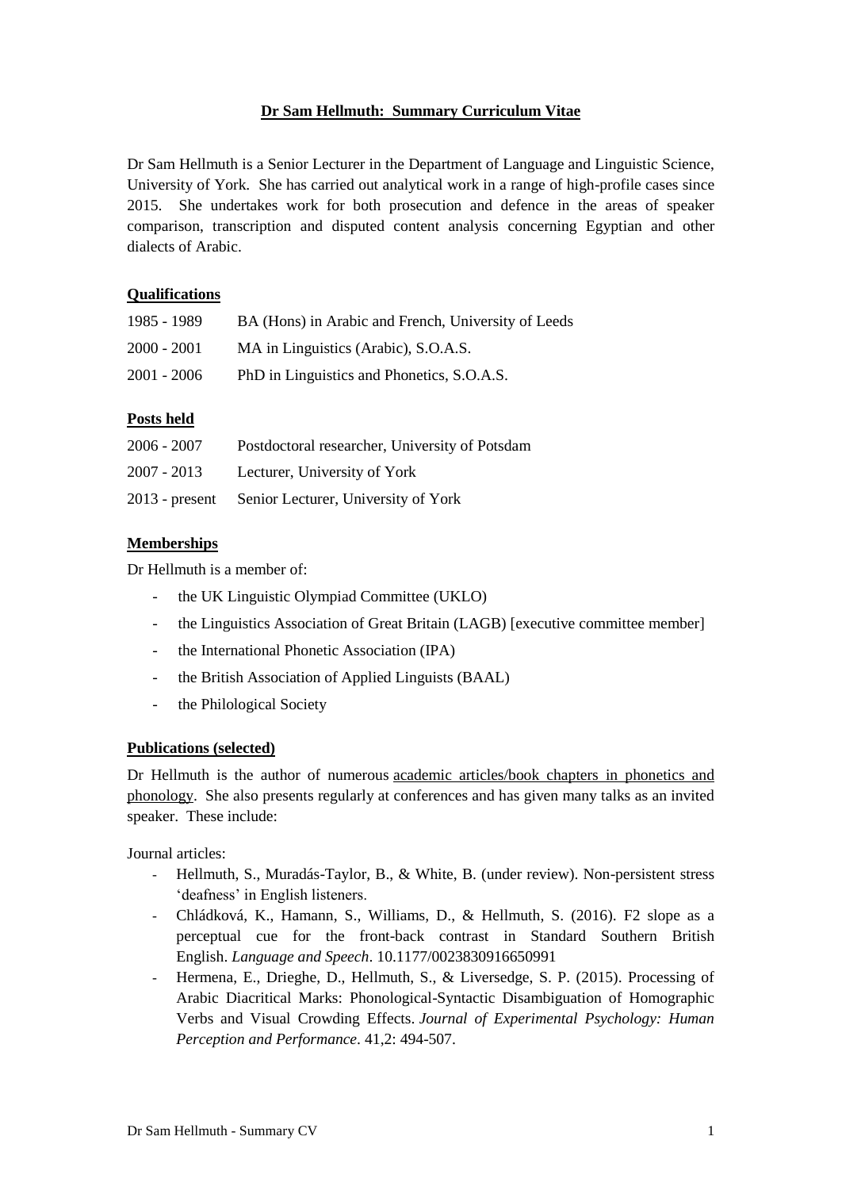# **Dr Sam Hellmuth: Summary Curriculum Vitae**

Dr Sam Hellmuth is a Senior Lecturer in the Department of Language and Linguistic Science, University of York. She has carried out analytical work in a range of high-profile cases since 2015. She undertakes work for both prosecution and defence in the areas of speaker comparison, transcription and disputed content analysis concerning Egyptian and other dialects of Arabic.

## **Qualifications**

| | |
|---|---|
| 1985 - 1989 | BA (Hons) in Arabic and French, University of Leeds |
| 2000 - 2001 | MA in Linguistics (Arabic), S.O.A.S. |
| 2001 - 2006 | PhD in Linguistics and Phonetics, S.O.A.S. |

## **Posts held**

| | |
|---|---|
| 2006 - 2007 | Postdoctoral researcher, University of Potsdam |
| 2007 - 2013 | Lecturer, University of York |
| 2013 - present | Senior Lecturer, University of York |

## **Memberships**

Dr Hellmuth is a member of:

- the UK Linguistic Olympiad Committee (UKLO)
- the Linguistics Association of Great Britain (LAGB) [executive committee member]
- the International Phonetic Association (IPA)
- the British Association of Applied Linguists (BAAL)
- the Philological Society

## **Publications (selected)**

Dr Hellmuth is the author of numerous academic articles/book chapters in phonetics and phonology. She also presents regularly at conferences and has given many talks as an invited speaker. These include:

Journal articles:

- Hellmuth, S., Muradás-Taylor, B., & White, B. (under review). Non-persistent stress 'deafness' in English listeners.
- Chládková, K., Hamann, S., Williams, D., & Hellmuth, S. (2016). F2 slope as a perceptual cue for the front-back contrast in Standard Southern British English. *Language and Speech*. 10.1177/0023830916650991
- Hermena, E., Drieghe, D., Hellmuth, S., & Liversedge, S. P. (2015). Processing of Arabic Diacritical Marks: Phonological-Syntactic Disambiguation of Homographic Verbs and Visual Crowding Effects. *Journal of Experimental Psychology: Human Perception and Performance*. 41,2: 494-507.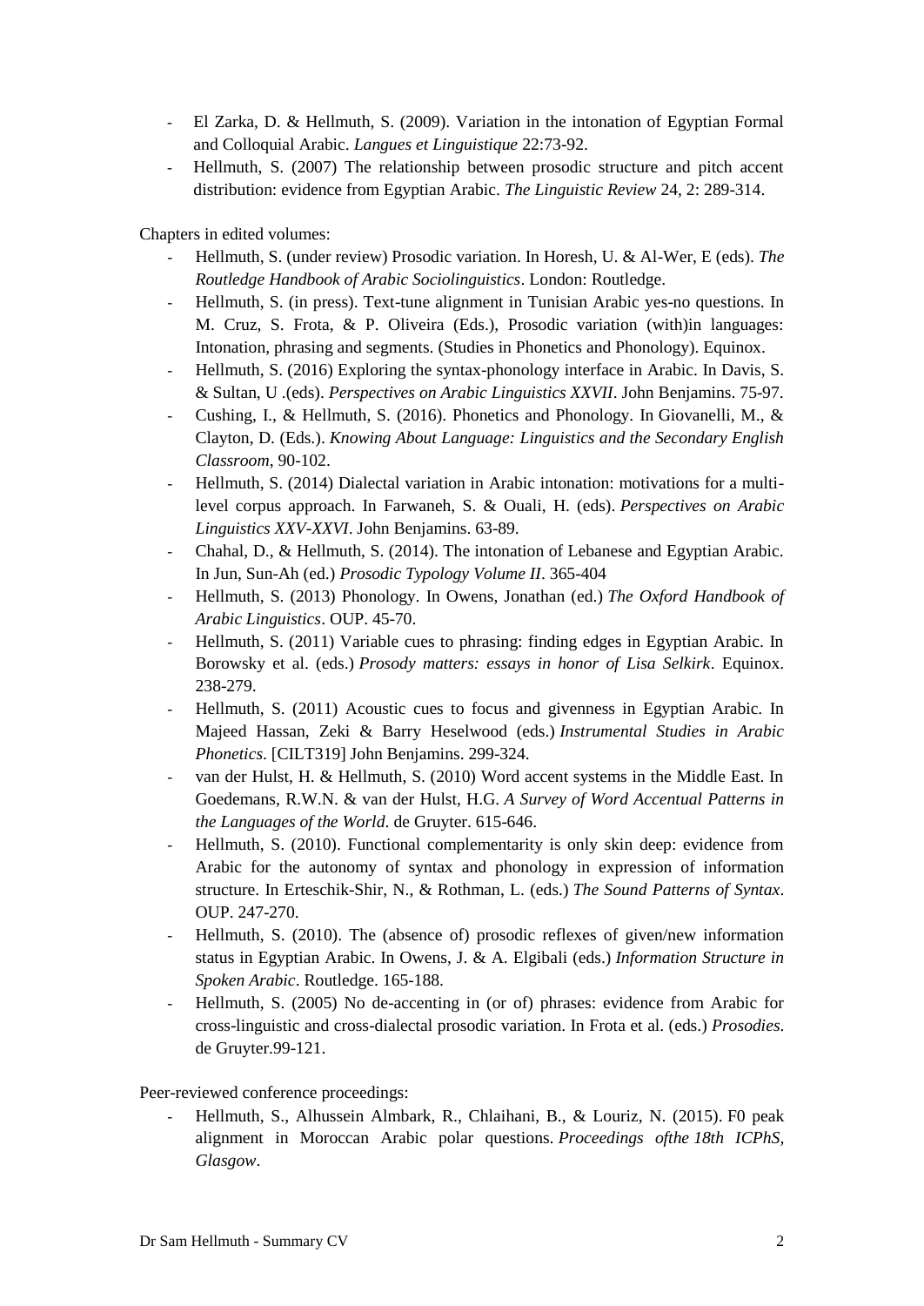- El Zarka, D. & Hellmuth, S. (2009). Variation in the intonation of Egyptian Formal and Colloquial Arabic. *Langues et Linguistique* 22:73-92.
- Hellmuth, S. (2007) The relationship between prosodic structure and pitch accent distribution: evidence from Egyptian Arabic. *The Linguistic Review* 24, 2: 289-314.

Chapters in edited volumes:

- Hellmuth, S. (under review) Prosodic variation. In Horesh, U. & Al-Wer, E (eds). *The Routledge Handbook of Arabic Sociolinguistics*. London: Routledge.
- Hellmuth, S. (in press). Text-tune alignment in Tunisian Arabic yes-no questions. In M. Cruz, S. Frota, & P. Oliveira (Eds.), Prosodic variation (with)in languages: Intonation, phrasing and segments. (Studies in Phonetics and Phonology). Equinox.
- Hellmuth, S. (2016) Exploring the syntax-phonology interface in Arabic. In Davis, S. & Sultan, U .(eds). *Perspectives on Arabic Linguistics XXVII*. John Benjamins. 75-97.
- Cushing, I., & Hellmuth, S. (2016). Phonetics and Phonology. In Giovanelli, M., & Clayton, D. (Eds.). *Knowing About Language: Linguistics and the Secondary English Classroom*, 90-102.
- Hellmuth, S. (2014) Dialectal variation in Arabic intonation: motivations for a multi-level corpus approach. In Farwaneh, S. & Ouali, H. (eds). *Perspectives on Arabic Linguistics XXV-XXVI*. John Benjamins. 63-89.
- Chahal, D., & Hellmuth, S. (2014). The intonation of Lebanese and Egyptian Arabic. In Jun, Sun-Ah (ed.) *Prosodic Typology Volume II*. 365-404
- Hellmuth, S. (2013) Phonology. In Owens, Jonathan (ed.) *The Oxford Handbook of Arabic Linguistics*. OUP. 45-70.
- Hellmuth, S. (2011) Variable cues to phrasing: finding edges in Egyptian Arabic. In Borowsky et al. (eds.) *Prosody matters: essays in honor of Lisa Selkirk*. Equinox. 238-279.
- Hellmuth, S. (2011) Acoustic cues to focus and givenness in Egyptian Arabic. In Majeed Hassan, Zeki & Barry Heselwood (eds.) *Instrumental Studies in Arabic Phonetics*. [CILT319] John Benjamins. 299-324.
- van der Hulst, H. & Hellmuth, S. (2010) Word accent systems in the Middle East. In Goedemans, R.W.N. & van der Hulst, H.G. *A Survey of Word Accentual Patterns in the Languages of the World*. de Gruyter. 615-646.
- Hellmuth, S. (2010). Functional complementarity is only skin deep: evidence from Arabic for the autonomy of syntax and phonology in expression of information structure. In Erteschik-Shir, N., & Rothman, L. (eds.) *The Sound Patterns of Syntax*. OUP. 247-270.
- Hellmuth, S. (2010). The (absence of) prosodic reflexes of given/new information status in Egyptian Arabic. In Owens, J. & A. Elgibali (eds.) *Information Structure in Spoken Arabic*. Routledge. 165-188.
- Hellmuth, S. (2005) No de-accenting in (or of) phrases: evidence from Arabic for cross-linguistic and cross-dialectal prosodic variation. In Frota et al. (eds.) *Prosodies*. de Gruyter.99-121.

Peer-reviewed conference proceedings:

- Hellmuth, S., Alhussein Almbark, R., Chlaihani, B., & Louriz, N. (2015). F0 peak alignment in Moroccan Arabic polar questions. *Proceedings ofthe 18th ICPhS, Glasgow*.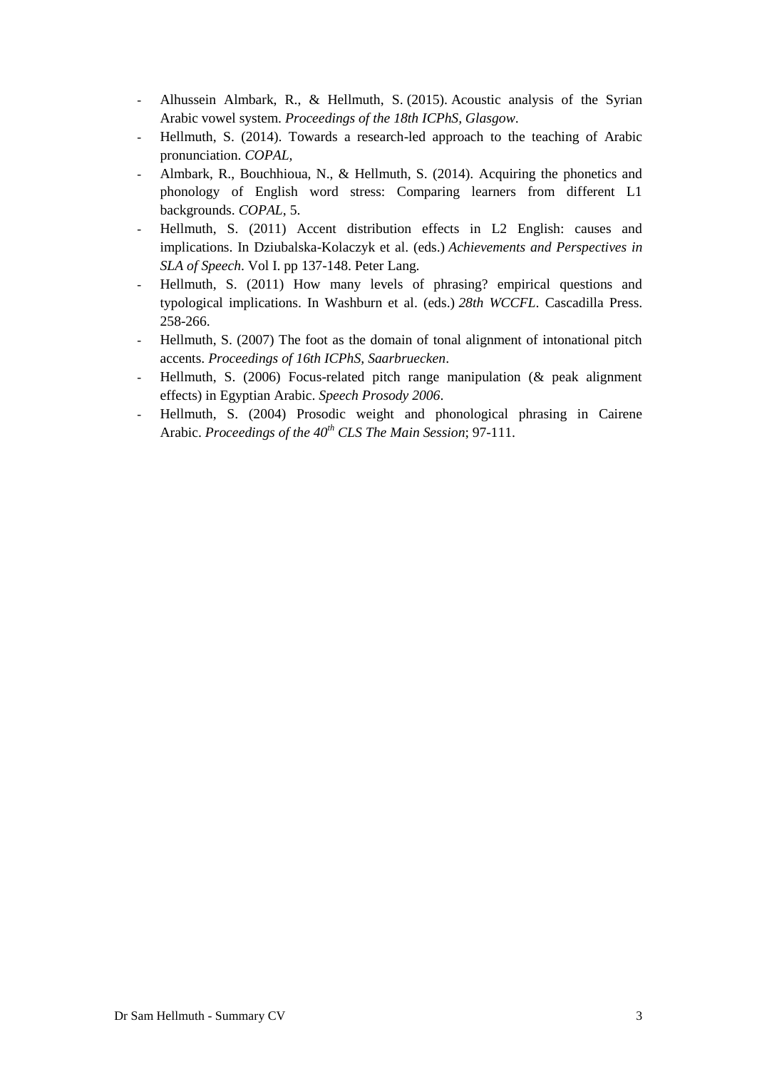- Alhussein Almbark, R., & Hellmuth, S. (2015). Acoustic analysis of the Syrian Arabic vowel system. *Proceedings of the 18th ICPhS, Glasgow*.
- Hellmuth, S. (2014). Towards a research-led approach to the teaching of Arabic pronunciation. *COPAL,*
- Almbark, R., Bouchhioua, N., & Hellmuth, S. (2014). Acquiring the phonetics and phonology of English word stress: Comparing learners from different L1 backgrounds. *COPAL*, 5.
- Hellmuth, S. (2011) Accent distribution effects in L2 English: causes and implications. In Dziubalska-Kolaczyk et al. (eds.) *Achievements and Perspectives in SLA of Speech*. Vol I. pp 137-148. Peter Lang.
- Hellmuth, S. (2011) How many levels of phrasing? empirical questions and typological implications. In Washburn et al. (eds.) *28th WCCFL*. Cascadilla Press. 258-266.
- Hellmuth, S. (2007) The foot as the domain of tonal alignment of intonational pitch accents. *Proceedings of 16th ICPhS, Saarbruecken*.
- Hellmuth, S. (2006) Focus-related pitch range manipulation (& peak alignment effects) in Egyptian Arabic. *Speech Prosody 2006*.
- Hellmuth, S. (2004) Prosodic weight and phonological phrasing in Cairene Arabic. *Proceedings of the 40th CLS The Main Session*; 97-111.